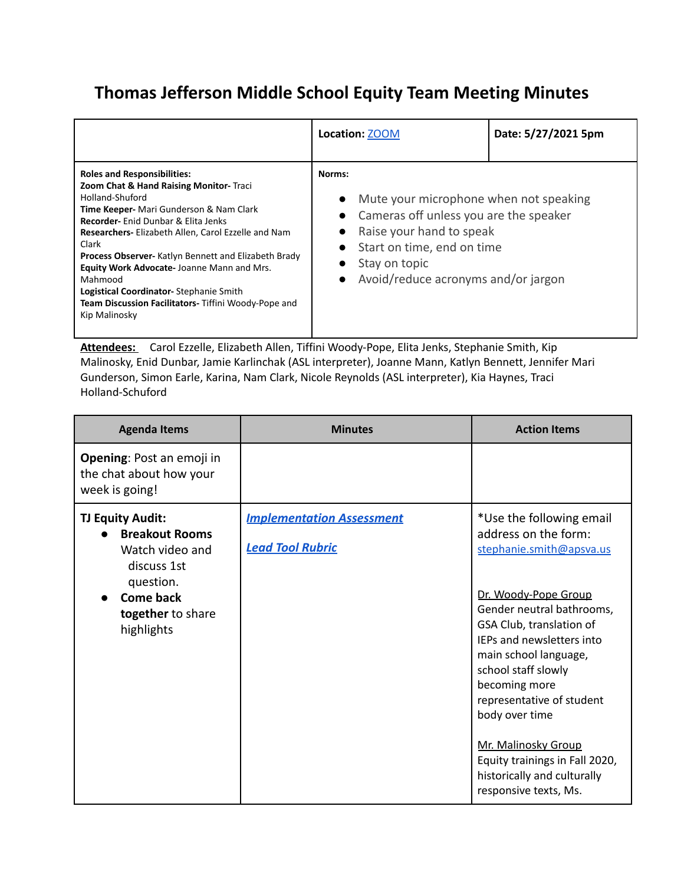# Thomas Jefferson Middle School Equity Team Meeting Minutes

| | | |
|---|---|---|
| | **Location:** [ZOOM]() | **Date: 5/27/2021 5pm** |
| **Roles and Responsibilities:**<br>**Zoom Chat & Hand Raising Monitor-** Traci Holland-Shuford<br>**Time Keeper-** Mari Gunderson & Nam Clark<br>**Recorder-** Enid Dunbar & Elita Jenks<br>**Researchers-** Elizabeth Allen, Carol Ezzelle and Nam Clark<br>**Process Observer-** Katlyn Bennett and Elizabeth Brady<br>**Equity Work Advocate-** Joanne Mann and Mrs. Mahmood<br>**Logistical Coordinator-** Stephanie Smith<br>**Team Discussion Facilitators-** Tiffini Woody-Pope and Kip Malinosky | **Norms:**<br>● Mute your microphone when not speaking<br>● Cameras off unless you are the speaker<br>● Raise your hand to speak<br>● Start on time, end on time<br>● Stay on topic<br>● Avoid/reduce acronyms and/or jargon | |

**Attendees:** Carol Ezzelle, Elizabeth Allen, Tiffini Woody-Pope, Elita Jenks, Stephanie Smith, Kip Malinosky, Enid Dunbar, Jamie Karlinchak (ASL interpreter), Joanne Mann, Katlyn Bennett, Jennifer Mari Gunderson, Simon Earle, Karina, Nam Clark, Nicole Reynolds (ASL interpreter), Kia Haynes, Traci Holland-Schuford

| Agenda Items | Minutes | Action Items |
|---|---|---|
| **Opening**: Post an emoji in the chat about how your week is going! | | |
| **TJ Equity Audit:**<br>● **Breakout Rooms** Watch video and discuss 1st question.<br>● **Come back together** to share highlights | [***Implementation Assessment***]()<br><br>[***Lead Tool Rubric***]() | *Use the following email address on the form: stephanie.smith@apsva.us<br><br>Dr. Woody-Pope Group<br>Gender neutral bathrooms, GSA Club, translation of IEPs and newsletters into main school language, school staff slowly becoming more representative of student body over time<br><br>Mr. Malinosky Group<br>Equity trainings in Fall 2020, historically and culturally responsive texts, Ms. |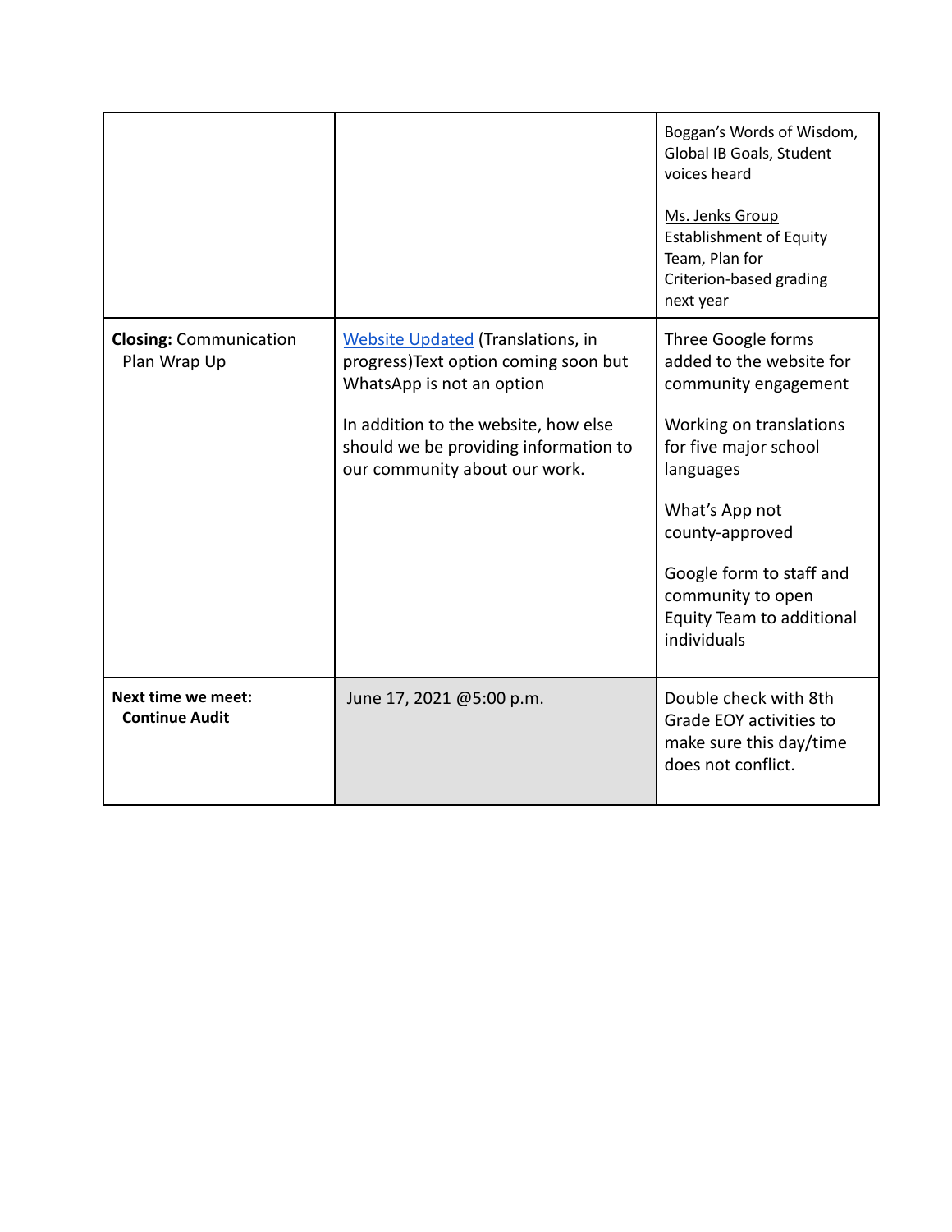| | | |
|---|---|---|
| | | Boggan's Words of Wisdom, Global IB Goals, Student voices heard<br><br>Ms. Jenks Group<br>Establishment of Equity Team, Plan for Criterion-based grading next year |
| **Closing:** Communication Plan Wrap Up | Website Updated (Translations, in progress)Text option coming soon but WhatsApp is not an option<br><br>In addition to the website, how else should we be providing information to our community about our work. | Three Google forms added to the website for community engagement<br><br>Working on translations for five major school languages<br><br>What's App not county-approved<br><br>Google form to staff and community to open Equity Team to additional individuals |
| **Next time we meet: Continue Audit** | June 17, 2021 @5:00 p.m. | Double check with 8th Grade EOY activities to make sure this day/time does not conflict. |